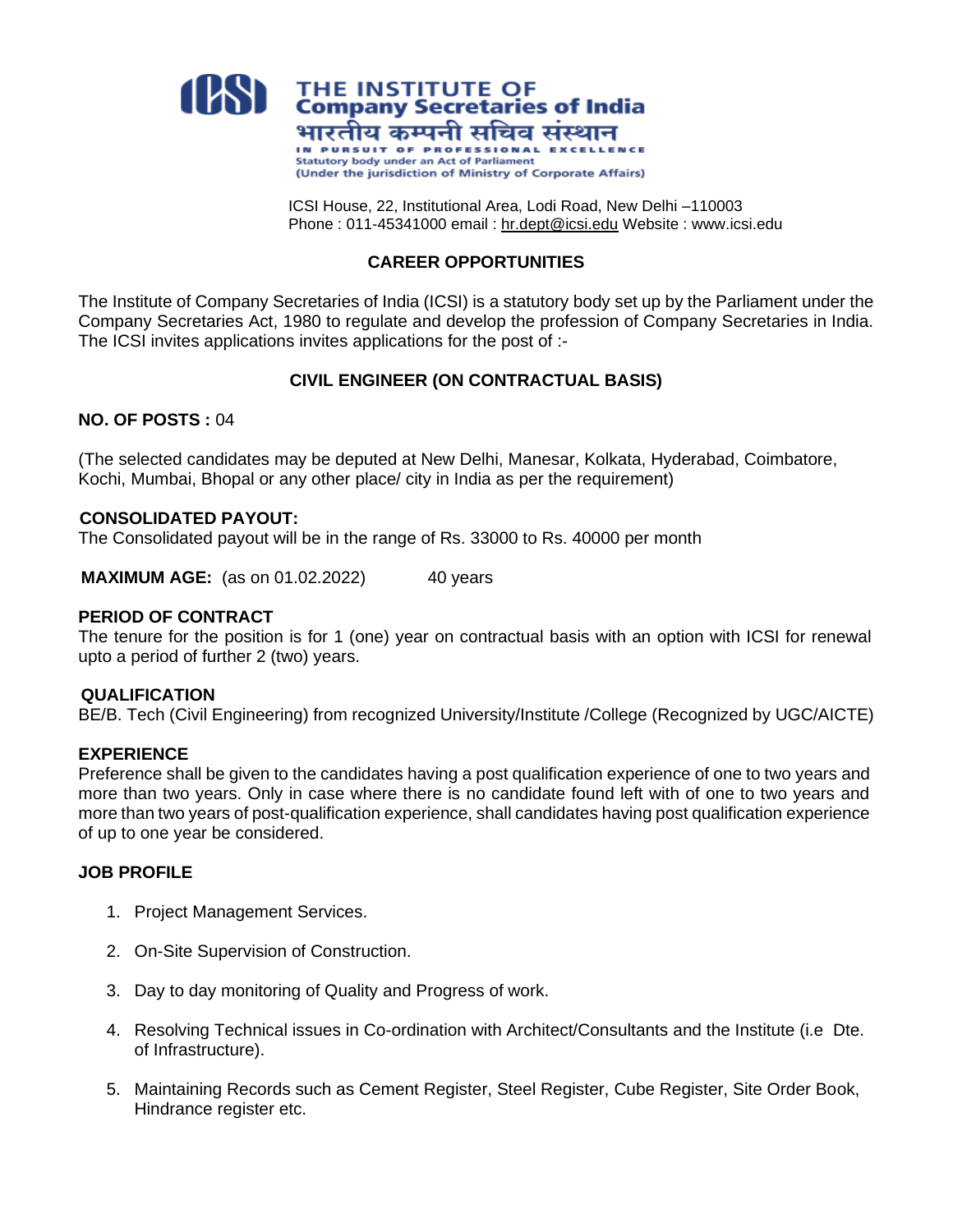# THE INSTITUTE OF Company Secretaries of India

भारतीय कम्पनी सचिव संस्थान

IN PURSUIT OF PROFESSIONAL EXCELLENCE

Statutory body under an Act of Parliament

(Under the jurisdiction of Ministry of Corporate Affairs)

ICSI House, 22, Institutional Area, Lodi Road, New Delhi –110003
Phone : 011-45341000 email : hr.dept@icsi.edu Website : www.icsi.edu

## CAREER OPPORTUNITIES

The Institute of Company Secretaries of India (ICSI) is a statutory body set up by the Parliament under the Company Secretaries Act, 1980 to regulate and develop the profession of Company Secretaries in India. The ICSI invites applications invites applications for the post of :-

## CIVIL ENGINEER (ON CONTRACTUAL BASIS)

**NO. OF POSTS :** 04

(The selected candidates may be deputed at New Delhi, Manesar, Kolkata, Hyderabad, Coimbatore, Kochi, Mumbai, Bhopal or any other place/ city in India as per the requirement)

**CONSOLIDATED PAYOUT:**
The Consolidated payout will be in the range of Rs. 33000 to Rs. 40000 per month

**MAXIMUM AGE:** (as on 01.02.2022) 40 years

**PERIOD OF CONTRACT**
The tenure for the position is for 1 (one) year on contractual basis with an option with ICSI for renewal upto a period of further 2 (two) years.

**QUALIFICATION**
BE/B. Tech (Civil Engineering) from recognized University/Institute /College (Recognized by UGC/AICTE)

**EXPERIENCE**
Preference shall be given to the candidates having a post qualification experience of one to two years and more than two years. Only in case where there is no candidate found left with of one to two years and more than two years of post-qualification experience, shall candidates having post qualification experience of up to one year be considered.

**JOB PROFILE**

1. Project Management Services.
2. On-Site Supervision of Construction.
3. Day to day monitoring of Quality and Progress of work.
4. Resolving Technical issues in Co-ordination with Architect/Consultants and the Institute (i.e Dte. of Infrastructure).
5. Maintaining Records such as Cement Register, Steel Register, Cube Register, Site Order Book, Hindrance register etc.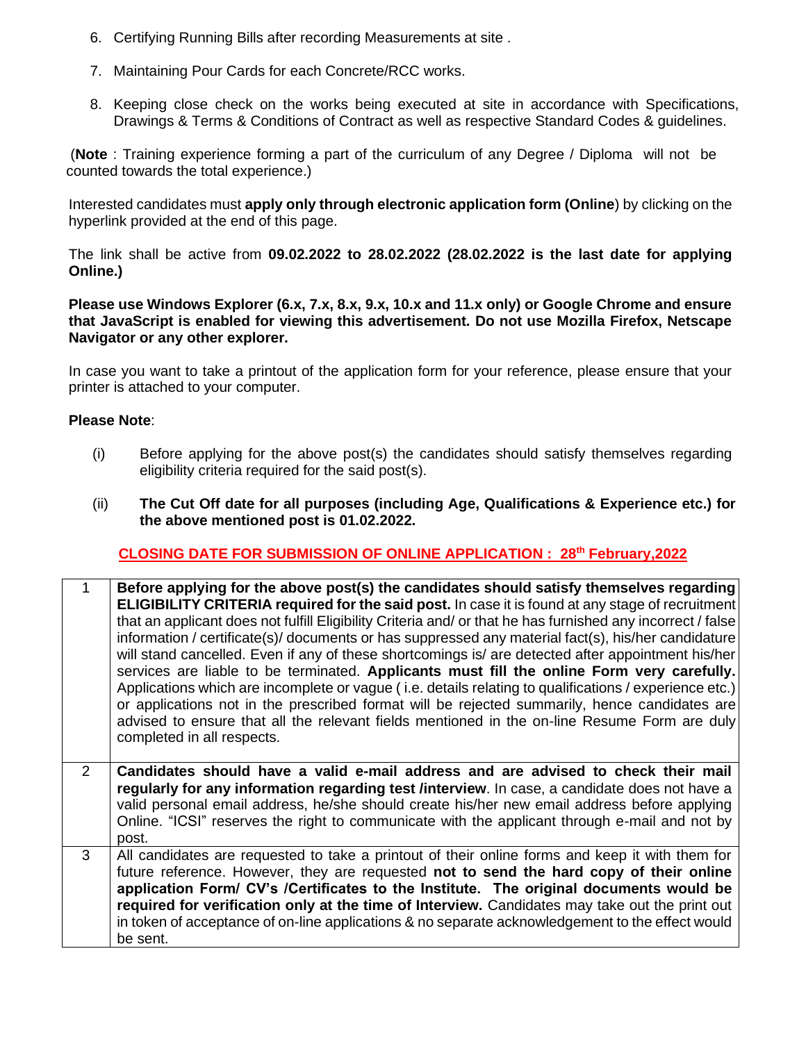6. Certifying Running Bills after recording Measurements at site .
7. Maintaining Pour Cards for each Concrete/RCC works.
8. Keeping close check on the works being executed at site in accordance with Specifications, Drawings & Terms & Conditions of Contract as well as respective Standard Codes & guidelines.

(**Note** : Training experience forming a part of the curriculum of any Degree / Diploma will not be counted towards the total experience.)

Interested candidates must **apply only through electronic application form (Online**) by clicking on the hyperlink provided at the end of this page.

The link shall be active from **09.02.2022 to 28.02.2022 (28.02.2022 is the last date for applying Online.)**

**Please use Windows Explorer (6.x, 7.x, 8.x, 9.x, 10.x and 11.x only) or Google Chrome and ensure that JavaScript is enabled for viewing this advertisement. Do not use Mozilla Firefox, Netscape Navigator or any other explorer.**

In case you want to take a printout of the application form for your reference, please ensure that your printer is attached to your computer.

**Please Note**:

(i) Before applying for the above post(s) the candidates should satisfy themselves regarding eligibility criteria required for the said post(s).

(ii) **The Cut Off date for all purposes (including Age, Qualifications & Experience etc.) for the above mentioned post is 01.02.2022.**

**CLOSING DATE FOR SUBMISSION OF ONLINE APPLICATION : 28th February,2022**

| | |
|---|---|
| 1 | **Before applying for the above post(s) the candidates should satisfy themselves regarding ELIGIBILITY CRITERIA required for the said post.** In case it is found at any stage of recruitment that an applicant does not fulfill Eligibility Criteria and/ or that he has furnished any incorrect / false information / certificate(s)/ documents or has suppressed any material fact(s), his/her candidature will stand cancelled. Even if any of these shortcomings is/ are detected after appointment his/her services are liable to be terminated. **Applicants must fill the online Form very carefully.** Applications which are incomplete or vague ( i.e. details relating to qualifications / experience etc.) or applications not in the prescribed format will be rejected summarily, hence candidates are advised to ensure that all the relevant fields mentioned in the on-line Resume Form are duly completed in all respects. |
| 2 | **Candidates should have a valid e-mail address and are advised to check their mail regularly for any information regarding test /interview**. In case, a candidate does not have a valid personal email address, he/she should create his/her new email address before applying Online. "ICSI" reserves the right to communicate with the applicant through e-mail and not by post. |
| 3 | All candidates are requested to take a printout of their online forms and keep it with them for future reference. However, they are requested **not to send the hard copy of their online application Form/ CV's /Certificates to the Institute. The original documents would be required for verification only at the time of Interview.** Candidates may take out the print out in token of acceptance of on-line applications & no separate acknowledgement to the effect would be sent. |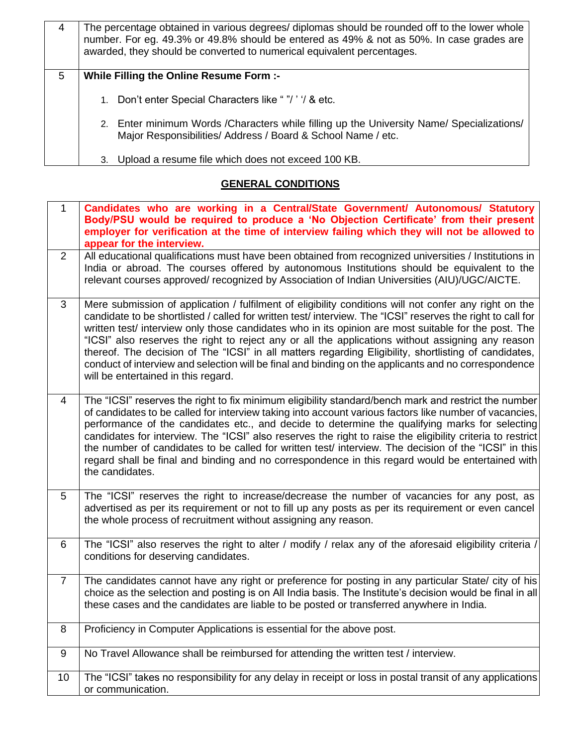| | |
|---|---|
| 4 | The percentage obtained in various degrees/ diplomas should be rounded off to the lower whole number. For eg. 49.3% or 49.8% should be entered as 49% & not as 50%. In case grades are awarded, they should be converted to numerical equivalent percentages. |
| 5 | **While Filling the Online Resume Form :-**<br>1. Don't enter Special Characters like " "/ ' '/ & etc.<br>2. Enter minimum Words /Characters while filling up the University Name/ Specializations/ Major Responsibilities/ Address / Board & School Name / etc.<br>3. Upload a resume file which does not exceed 100 KB. |

## GENERAL CONDITIONS

| | |
|---|---|
| 1 | **Candidates who are working in a Central/State Government/ Autonomous/ Statutory Body/PSU would be required to produce a 'No Objection Certificate' from their present employer for verification at the time of interview failing which they will not be allowed to appear for the interview.** |
| 2 | All educational qualifications must have been obtained from recognized universities / Institutions in India or abroad. The courses offered by autonomous Institutions should be equivalent to the relevant courses approved/ recognized by Association of Indian Universities (AIU)/UGC/AICTE. |
| 3 | Mere submission of application / fulfilment of eligibility conditions will not confer any right on the candidate to be shortlisted / called for written test/ interview. The "ICSI" reserves the right to call for written test/ interview only those candidates who in its opinion are most suitable for the post. The "ICSI" also reserves the right to reject any or all the applications without assigning any reason thereof. The decision of The "ICSI" in all matters regarding Eligibility, shortlisting of candidates, conduct of interview and selection will be final and binding on the applicants and no correspondence will be entertained in this regard. |
| 4 | The "ICSI" reserves the right to fix minimum eligibility standard/bench mark and restrict the number of candidates to be called for interview taking into account various factors like number of vacancies, performance of the candidates etc., and decide to determine the qualifying marks for selecting candidates for interview. The "ICSI" also reserves the right to raise the eligibility criteria to restrict the number of candidates to be called for written test/ interview. The decision of the "ICSI" in this regard shall be final and binding and no correspondence in this regard would be entertained with the candidates. |
| 5 | The "ICSI" reserves the right to increase/decrease the number of vacancies for any post, as advertised as per its requirement or not to fill up any posts as per its requirement or even cancel the whole process of recruitment without assigning any reason. |
| 6 | The "ICSI" also reserves the right to alter / modify / relax any of the aforesaid eligibility criteria / conditions for deserving candidates. |
| 7 | The candidates cannot have any right or preference for posting in any particular State/ city of his choice as the selection and posting is on All India basis. The Institute's decision would be final in all these cases and the candidates are liable to be posted or transferred anywhere in India. |
| 8 | Proficiency in Computer Applications is essential for the above post. |
| 9 | No Travel Allowance shall be reimbursed for attending the written test / interview. |
| 10 | The "ICSI" takes no responsibility for any delay in receipt or loss in postal transit of any applications or communication. |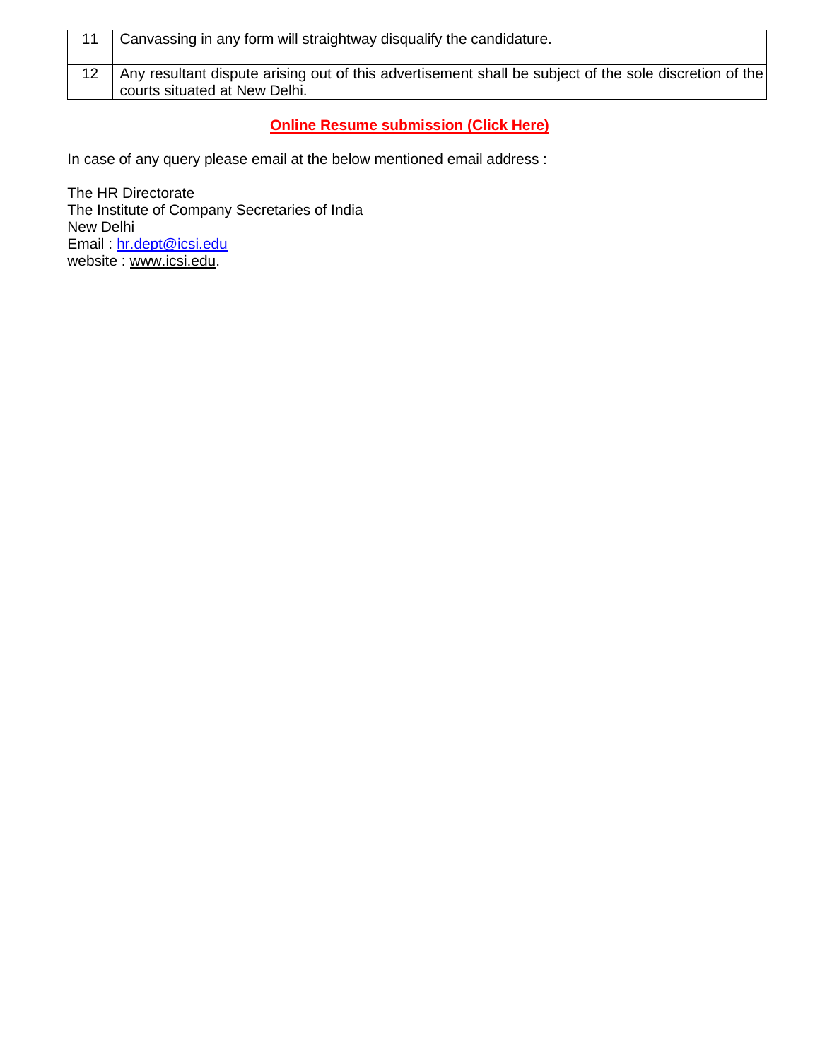| | |
|---|---|
| 11 | Canvassing in any form will straightway disqualify the candidature. |
| 12 | Any resultant dispute arising out of this advertisement shall be subject of the sole discretion of the courts situated at New Delhi. |

**Online Resume submission (Click Here)**

In case of any query please email at the below mentioned email address :

The HR Directorate  
The Institute of Company Secretaries of India  
New Delhi  
Email : hr.dept@icsi.edu  
website : www.icsi.edu.